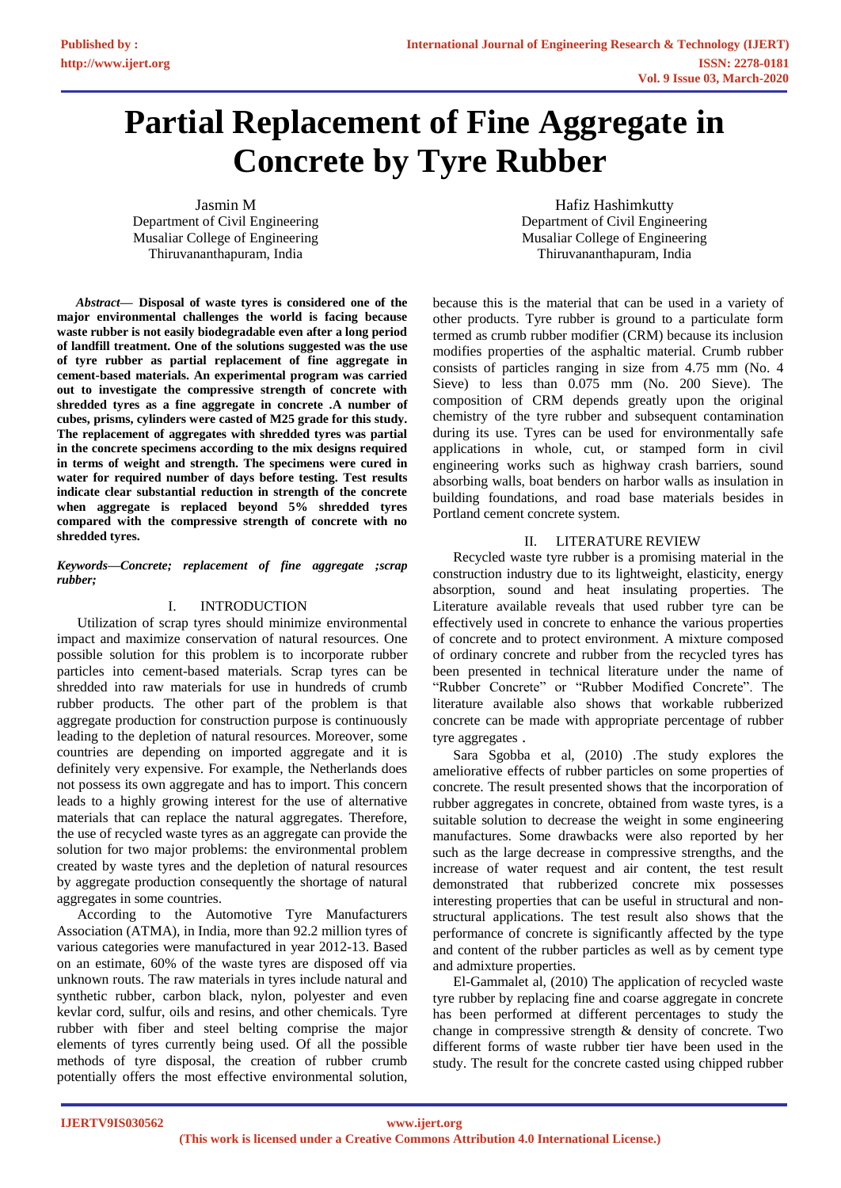# Partial Replacement of Fine Aggregate in Concrete by Tyre Rubber

Jasmin M
Department of Civil Engineering
Musaliar College of Engineering
Thiruvananthapuram, India

Hafiz Hashimkutty
Department of Civil Engineering
Musaliar College of Engineering
Thiruvananthapuram, India

***Abstract*— Disposal of waste tyres is considered one of the major environmental challenges the world is facing because waste rubber is not easily biodegradable even after a long period of landfill treatment. One of the solutions suggested was the use of tyre rubber as partial replacement of fine aggregate in cement-based materials. An experimental program was carried out to investigate the compressive strength of concrete with shredded tyres as a fine aggregate in concrete .A number of cubes, prisms, cylinders were casted of M25 grade for this study. The replacement of aggregates with shredded tyres was partial in the concrete specimens according to the mix designs required in terms of weight and strength. The specimens were cured in water for required number of days before testing. Test results indicate clear substantial reduction in strength of the concrete when aggregate is replaced beyond 5% shredded tyres compared with the compressive strength of concrete with no shredded tyres.**

***Keywords—Concrete; replacement of fine aggregate ;scrap rubber;***

## I. INTRODUCTION

Utilization of scrap tyres should minimize environmental impact and maximize conservation of natural resources. One possible solution for this problem is to incorporate rubber particles into cement-based materials. Scrap tyres can be shredded into raw materials for use in hundreds of crumb rubber products. The other part of the problem is that aggregate production for construction purpose is continuously leading to the depletion of natural resources. Moreover, some countries are depending on imported aggregate and it is definitely very expensive. For example, the Netherlands does not possess its own aggregate and has to import. This concern leads to a highly growing interest for the use of alternative materials that can replace the natural aggregates. Therefore, the use of recycled waste tyres as an aggregate can provide the solution for two major problems: the environmental problem created by waste tyres and the depletion of natural resources by aggregate production consequently the shortage of natural aggregates in some countries.

According to the Automotive Tyre Manufacturers Association (ATMA), in India, more than 92.2 million tyres of various categories were manufactured in year 2012-13. Based on an estimate, 60% of the waste tyres are disposed off via unknown routs. The raw materials in tyres include natural and synthetic rubber, carbon black, nylon, polyester and even kevlar cord, sulfur, oils and resins, and other chemicals. Tyre rubber with fiber and steel belting comprise the major elements of tyres currently being used. Of all the possible methods of tyre disposal, the creation of rubber crumb potentially offers the most effective environmental solution, because this is the material that can be used in a variety of other products. Tyre rubber is ground to a particulate form termed as crumb rubber modifier (CRM) because its inclusion modifies properties of the asphaltic material. Crumb rubber consists of particles ranging in size from 4.75 mm (No. 4 Sieve) to less than 0.075 mm (No. 200 Sieve). The composition of CRM depends greatly upon the original chemistry of the tyre rubber and subsequent contamination during its use. Tyres can be used for environmentally safe applications in whole, cut, or stamped form in civil engineering works such as highway crash barriers, sound absorbing walls, boat benders on harbor walls as insulation in building foundations, and road base materials besides in Portland cement concrete system.

## II. LITERATURE REVIEW

Recycled waste tyre rubber is a promising material in the construction industry due to its lightweight, elasticity, energy absorption, sound and heat insulating properties. The Literature available reveals that used rubber tyre can be effectively used in concrete to enhance the various properties of concrete and to protect environment. A mixture composed of ordinary concrete and rubber from the recycled tyres has been presented in technical literature under the name of "Rubber Concrete" or "Rubber Modified Concrete". The literature available also shows that workable rubberized concrete can be made with appropriate percentage of rubber tyre aggregates .

Sara Sgobba et al, (2010) .The study explores the ameliorative effects of rubber particles on some properties of concrete. The result presented shows that the incorporation of rubber aggregates in concrete, obtained from waste tyres, is a suitable solution to decrease the weight in some engineering manufactures. Some drawbacks were also reported by her such as the large decrease in compressive strengths, and the increase of water request and air content, the test result demonstrated that rubberized concrete mix possesses interesting properties that can be useful in structural and non-structural applications. The test result also shows that the performance of concrete is significantly affected by the type and content of the rubber particles as well as by cement type and admixture properties.

El-Gammalet al, (2010) The application of recycled waste tyre rubber by replacing fine and coarse aggregate in concrete has been performed at different percentages to study the change in compressive strength & density of concrete. Two different forms of waste rubber tier have been used in the study. The result for the concrete casted using chipped rubber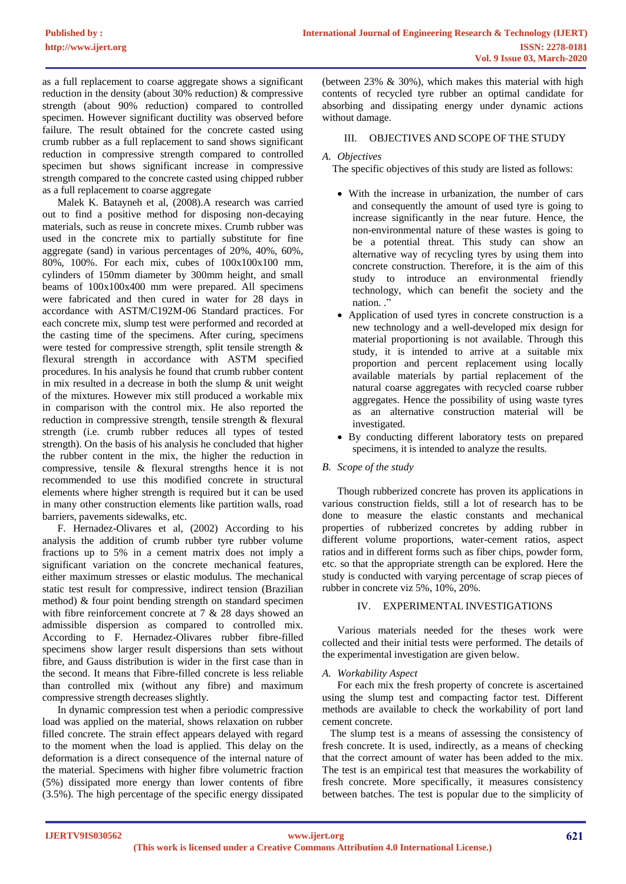as a full replacement to coarse aggregate shows a significant reduction in the density (about 30% reduction) & compressive strength (about 90% reduction) compared to controlled specimen. However significant ductility was observed before failure. The result obtained for the concrete casted using crumb rubber as a full replacement to sand shows significant reduction in compressive strength compared to controlled specimen but shows significant increase in compressive strength compared to the concrete casted using chipped rubber as a full replacement to coarse aggregate

Malek K. Batayneh et al, (2008).A research was carried out to find a positive method for disposing non-decaying materials, such as reuse in concrete mixes. Crumb rubber was used in the concrete mix to partially substitute for fine aggregate (sand) in various percentages of 20%, 40%, 60%, 80%, 100%. For each mix, cubes of 100x100x100 mm, cylinders of 150mm diameter by 300mm height, and small beams of 100x100x400 mm were prepared. All specimens were fabricated and then cured in water for 28 days in accordance with ASTM/C192M-06 Standard practices. For each concrete mix, slump test were performed and recorded at the casting time of the specimens. After curing, specimens were tested for compressive strength, split tensile strength & flexural strength in accordance with ASTM specified procedures. In his analysis he found that crumb rubber content in mix resulted in a decrease in both the slump & unit weight of the mixtures. However mix still produced a workable mix in comparison with the control mix. He also reported the reduction in compressive strength, tensile strength & flexural strength (i.e. crumb rubber reduces all types of tested strength). On the basis of his analysis he concluded that higher the rubber content in the mix, the higher the reduction in compressive, tensile & flexural strengths hence it is not recommended to use this modified concrete in structural elements where higher strength is required but it can be used in many other construction elements like partition walls, road barriers, pavements sidewalks, etc.

F. Hernadez-Olivares et al, (2002) According to his analysis the addition of crumb rubber tyre rubber volume fractions up to 5% in a cement matrix does not imply a significant variation on the concrete mechanical features, either maximum stresses or elastic modulus. The mechanical static test result for compressive, indirect tension (Brazilian method) & four point bending strength on standard specimen with fibre reinforcement concrete at 7 & 28 days showed an admissible dispersion as compared to controlled mix. According to F. Hernadez-Olivares rubber fibre-filled specimens show larger result dispersions than sets without fibre, and Gauss distribution is wider in the first case than in the second. It means that Fibre-filled concrete is less reliable than controlled mix (without any fibre) and maximum compressive strength decreases slightly.

In dynamic compression test when a periodic compressive load was applied on the material, shows relaxation on rubber filled concrete. The strain effect appears delayed with regard to the moment when the load is applied. This delay on the deformation is a direct consequence of the internal nature of the material. Specimens with higher fibre volumetric fraction (5%) dissipated more energy than lower contents of fibre (3.5%). The high percentage of the specific energy dissipated (between 23% & 30%), which makes this material with high contents of recycled tyre rubber an optimal candidate for absorbing and dissipating energy under dynamic actions without damage.

## III. OBJECTIVES AND SCOPE OF THE STUDY

### A. Objectives

The specific objectives of this study are listed as follows:

- With the increase in urbanization, the number of cars and consequently the amount of used tyre is going to increase significantly in the near future. Hence, the non-environmental nature of these wastes is going to be a potential threat. This study can show an alternative way of recycling tyres by using them into concrete construction. Therefore, it is the aim of this study to introduce an environmental friendly technology, which can benefit the society and the nation. ."
- Application of used tyres in concrete construction is a new technology and a well-developed mix design for material proportioning is not available. Through this study, it is intended to arrive at a suitable mix proportion and percent replacement using locally available materials by partial replacement of the natural coarse aggregates with recycled coarse rubber aggregates. Hence the possibility of using waste tyres as an alternative construction material will be investigated.
- By conducting different laboratory tests on prepared specimens, it is intended to analyze the results.

### B. Scope of the study

Though rubberized concrete has proven its applications in various construction fields, still a lot of research has to be done to measure the elastic constants and mechanical properties of rubberized concretes by adding rubber in different volume proportions, water-cement ratios, aspect ratios and in different forms such as fiber chips, powder form, etc. so that the appropriate strength can be explored. Here the study is conducted with varying percentage of scrap pieces of rubber in concrete viz 5%, 10%, 20%.

## IV. EXPERIMENTAL INVESTIGATIONS

Various materials needed for the theses work were collected and their initial tests were performed. The details of the experimental investigation are given below.

### A. Workability Aspect

For each mix the fresh property of concrete is ascertained using the slump test and compacting factor test. Different methods are available to check the workability of port land cement concrete.

The slump test is a means of assessing the consistency of fresh concrete. It is used, indirectly, as a means of checking that the correct amount of water has been added to the mix. The test is an empirical test that measures the workability of fresh concrete. More specifically, it measures consistency between batches. The test is popular due to the simplicity of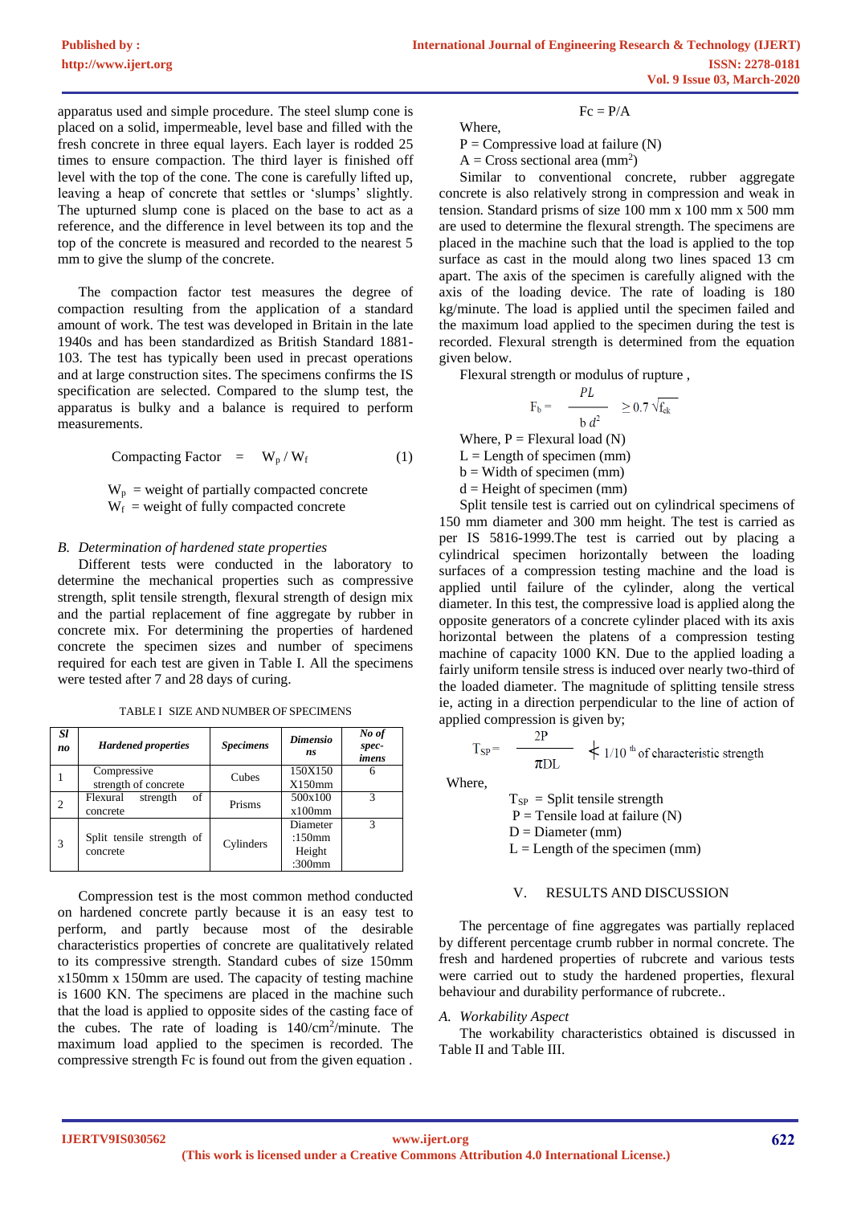apparatus used and simple procedure. The steel slump cone is placed on a solid, impermeable, level base and filled with the fresh concrete in three equal layers. Each layer is rodded 25 times to ensure compaction. The third layer is finished off level with the top of the cone. The cone is carefully lifted up, leaving a heap of concrete that settles or 'slumps' slightly. The upturned slump cone is placed on the base to act as a reference, and the difference in level between its top and the top of the concrete is measured and recorded to the nearest 5 mm to give the slump of the concrete.

The compaction factor test measures the degree of compaction resulting from the application of a standard amount of work. The test was developed in Britain in the late 1940s and has been standardized as British Standard 1881-103. The test has typically been used in precast operations and at large construction sites. The specimens confirms the IS specification are selected. Compared to the slump test, the apparatus is bulky and a balance is required to perform measurements.

$$\text{Compacting Factor} = W_p / W_f \quad (1)$$

$W_p$ = weight of partially compacted concrete
$W_f$ = weight of fully compacted concrete

### *B. Determination of hardened state properties*

Different tests were conducted in the laboratory to determine the mechanical properties such as compressive strength, split tensile strength, flexural strength of design mix and the partial replacement of fine aggregate by rubber in concrete mix. For determining the properties of hardened concrete the specimen sizes and number of specimens required for each test are given in Table I. All the specimens were tested after 7 and 28 days of curing.

TABLE I SIZE AND NUMBER OF SPECIMENS

| *Sl no* | *Hardened properties* | *Specimens* | *Dimensions* | *No of spec-imens* |
|---|---|---|---|---|
| 1 | Compressive strength of concrete | Cubes | 150X150 X150mm | 6 |
| 2 | Flexural strength of concrete | Prisms | 500x100 x100mm | 3 |
| 3 | Split tensile strength of concrete | Cylinders | Diameter :150mm Height :300mm | 3 |

Compression test is the most common method conducted on hardened concrete partly because it is an easy test to perform, and partly because most of the desirable characteristics properties of concrete are qualitatively related to its compressive strength. Standard cubes of size 150mm x150mm x 150mm are used. The capacity of testing machine is 1600 KN. The specimens are placed in the machine such that the load is applied to opposite sides of the casting face of the cubes. The rate of loading is 140/cm$^2$/minute. The maximum load applied to the specimen is recorded. The compressive strength Fc is found out from the given equation .

$$Fc = P/A$$

Where,
P = Compressive load at failure (N)
A = Cross sectional area (mm$^2$)

Similar to conventional concrete, rubber aggregate concrete is also relatively strong in compression and weak in tension. Standard prisms of size 100 mm x 100 mm x 500 mm are used to determine the flexural strength. The specimens are placed in the machine such that the load is applied to the top surface as cast in the mould along two lines spaced 13 cm apart. The axis of the specimen is carefully aligned with the axis of the loading device. The rate of loading is 180 kg/minute. The load is applied until the specimen failed and the maximum load applied to the specimen during the test is recorded. Flexural strength is determined from the equation given below.

Flexural strength or modulus of rupture ,

$$F_b = \frac{PL}{b\,d^2} \geq 0.7\sqrt{f_{ck}}$$

Where, P = Flexural load (N)
L = Length of specimen (mm)
b = Width of specimen (mm)
d = Height of specimen (mm)

Split tensile test is carried out on cylindrical specimens of 150 mm diameter and 300 mm height. The test is carried as per IS 5816-1999.The test is carried out by placing a cylindrical specimen horizontally between the loading surfaces of a compression testing machine and the load is applied until failure of the cylinder, along the vertical diameter. In this test, the compressive load is applied along the opposite generators of a concrete cylinder placed with its axis horizontal between the platens of a compression testing machine of capacity 1000 KN. Due to the applied loading a fairly uniform tensile stress is induced over nearly two-third of the loaded diameter. The magnitude of splitting tensile stress ie, acting in a direction perpendicular to the line of action of applied compression is given by;

$$T_{SP} = \frac{2P}{\pi DL} \nless 1/10^{th} \text{ of characteristic strength}$$

Where,

$T_{SP}$ = Split tensile strength
P = Tensile load at failure (N)
D = Diameter (mm)
L = Length of the specimen (mm)

## V. RESULTS AND DISCUSSION

The percentage of fine aggregates was partially replaced by different percentage crumb rubber in normal concrete. The fresh and hardened properties of rubcrete and various tests were carried out to study the hardened properties, flexural behaviour and durability performance of rubcrete..

### *A. Workability Aspect*

The workability characteristics obtained is discussed in Table II and Table III.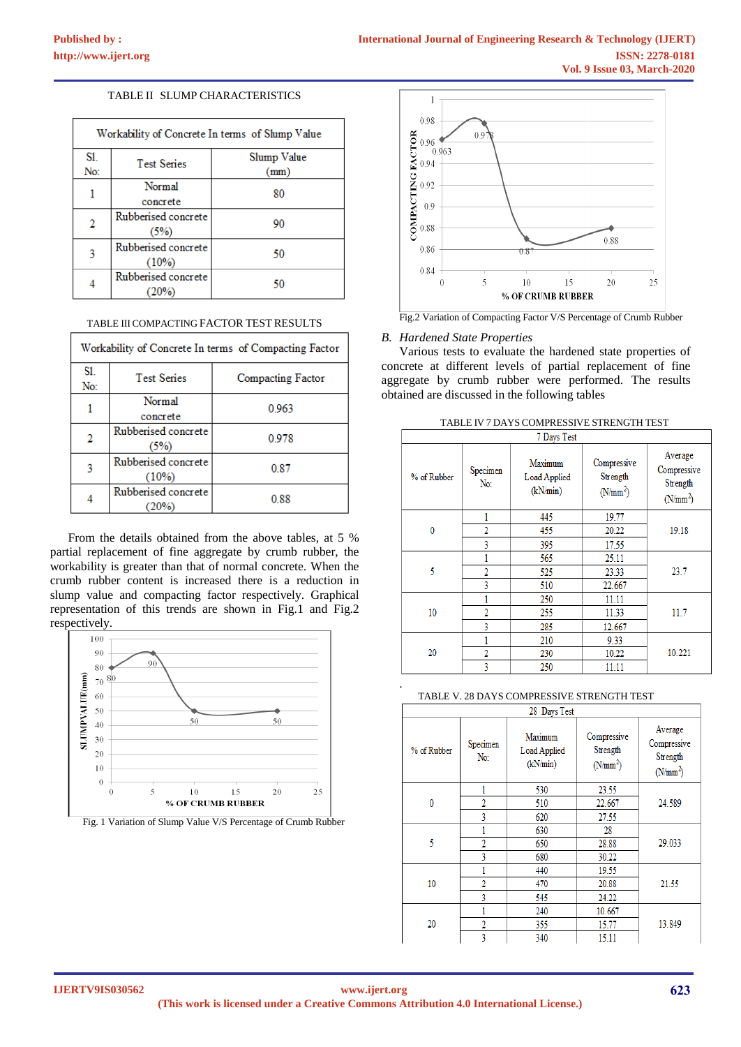TABLE II SLUMP CHARACTERISTICS

| Workability of Concrete In terms of Slump Value | | |
|---|---|---|
| Sl. No: | Test Series | Slump Value (mm) |
| 1 | Normal concrete | 80 |
| 2 | Rubberised concrete (5%) | 90 |
| 3 | Rubberised concrete (10%) | 50 |
| 4 | Rubberised concrete (20%) | 50 |

TABLE III COMPACTING FACTOR TEST RESULTS

| Workability of Concrete In terms of Compacting Factor | | |
|---|---|---|
| Sl. No: | Test Series | Compacting Factor |
| 1 | Normal concrete | 0.963 |
| 2 | Rubberised concrete (5%) | 0.978 |
| 3 | Rubberised concrete (10%) | 0.87 |
| 4 | Rubberised concrete (20%) | 0.88 |

From the details obtained from the above tables, at 5 % partial replacement of fine aggregate by crumb rubber, the workability is greater than that of normal concrete. When the crumb rubber content is increased there is a reduction in slump value and compacting factor respectively. Graphical representation of this trends are shown in Fig.1 and Fig.2 respectively.

Fig. 1 Variation of Slump Value V/S Percentage of Crumb Rubber

Fig.2 Variation of Compacting Factor V/S Percentage of Crumb Rubber

### *B. Hardened State Properties*

Various tests to evaluate the hardened state properties of concrete at different levels of partial replacement of fine aggregate by crumb rubber were performed. The results obtained are discussed in the following tables

TABLE IV 7 DAYS COMPRESSIVE STRENGTH TEST

| 7 Days Test | | | | |
|---|---|---|---|---|
| % of Rubber | Specimen No: | Maximum Load Applied (kN/min) | Compressive Strength ($N/mm^2$) | Average Compressive Strength ($N/mm^2$) |
| 0 | 1 | 445 | 19.77 | 19.18 |
| | 2 | 455 | 20.22 | |
| | 3 | 395 | 17.55 | |
| 5 | 1 | 565 | 25.11 | 23.7 |
| | 2 | 525 | 23.33 | |
| | 3 | 510 | 22.667 | |
| 10 | 1 | 250 | 11.11 | 11.7 |
| | 2 | 255 | 11.33 | |
| | 3 | 285 | 12.667 | |
| 20 | 1 | 210 | 9.33 | 10.221 |
| | 2 | 230 | 10.22 | |
| | 3 | 250 | 11.11 | |

TABLE V. 28 DAYS COMPRESSIVE STRENGTH TEST

| 28 Days Test | | | | |
|---|---|---|---|---|
| % of Rubber | Specimen No: | Maximum Load Applied (kN/min) | Compressive Strength ($N/mm^2$) | Average Compressive Strength ($N/mm^2$) |
| 0 | 1 | 530 | 23.55 | 24.589 |
| | 2 | 510 | 22.667 | |
| | 3 | 620 | 27.55 | |
| 5 | 1 | 630 | 28 | 29.033 |
| | 2 | 650 | 28.88 | |
| | 3 | 680 | 30.22 | |
| 10 | 1 | 440 | 19.55 | 21.55 |
| | 2 | 470 | 20.88 | |
| | 3 | 545 | 24.22 | |
| 20 | 1 | 240 | 10.667 | 13.849 |
| | 2 | 355 | 15.77 | |
| | 3 | 340 | 15.11 | |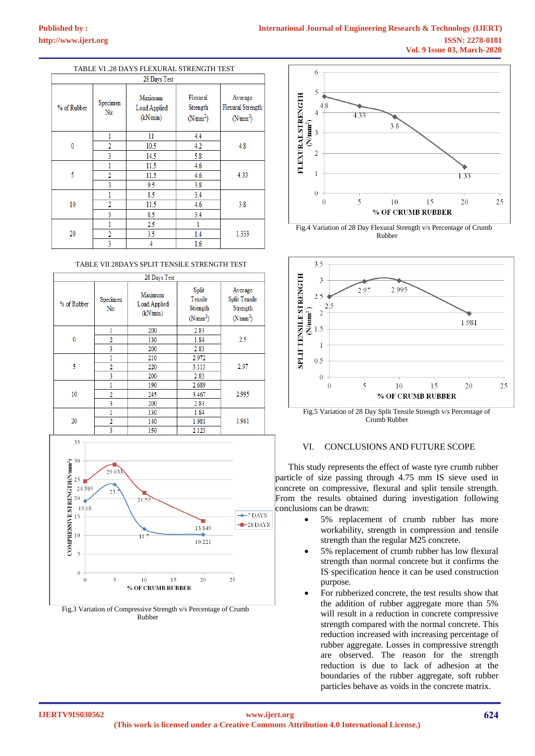TABLE VI .28 DAYS FLEXURAL STRENGTH TEST

| 28 Days Test | | | | |
|---|---|---|---|---|
| % of Rubber | Specimen No: | Maximum Load Applied (kN/min) | Flexural Strength ($N/mm^2$) | Average Flexural Strength ($N/mm^2$) |
| 0 | 1 | 11 | 4.4 | 4.8 |
| | 2 | 10.5 | 4.2 | |
| | 3 | 14.5 | 5.8 | |
| 5 | 1 | 11.5 | 4.6 | 4.33 |
| | 2 | 11.5 | 4.6 | |
| | 3 | 9.5 | 3.8 | |
| 10 | 1 | 8.5 | 3.4 | 3.8 |
| | 2 | 11.5 | 4.6 | |
| | 3 | 8.5 | 3.4 | |
| 20 | 1 | 2.5 | 1 | 1.333 |
| | 2 | 3.5 | 1.4 | |
| | 3 | 4 | 1.6 | |

TABLE VII 28DAYS SPLIT TENSILE STRENGTH TEST

| 28 Days Test | | | | |
|---|---|---|---|---|
| % of Rubber | Specimen No: | Maximum Load Applied (kN/min) | Split Tensile Strength ($N/mm^2$) | Average Split Tensile Strength ($N/mm^2$) |
| 0 | 1 | 200 | 2.83 | 2.5 |
| | 2 | 130 | 1.84 | |
| | 3 | 200 | 2.83 | |
| 5 | 1 | 210 | 2.972 | 2.97 |
| | 2 | 220 | 3.113 | |
| | 3 | 200 | 2.83 | |
| 10 | 1 | 190 | 2.689 | 2.995 |
| | 2 | 245 | 3.467 | |
| | 3 | 200 | 2.83 | |
| 20 | 1 | 130 | 1.84 | 1.981 |
| | 2 | 140 | 1.981 | |
| | 3 | 150 | 2.123 | |

Fig.3 Variation of Compressive Strength v/s Percentage of Crumb Rubber

Fig.4 Variation of 28 Day Flexural Strength v/s Percentage of Crumb Rubber

Fig.5 Variation of 28 Day Split Tensile Strength v/s Percentage of Crumb Rubber

## VI. CONCLUSIONS AND FUTURE SCOPE

This study represents the effect of waste tyre crumb rubber particle of size passing through 4.75 mm IS sieve used in concrete on compressive, flexural and split tensile strength. From the results obtained during investigation following conclusions can be drawn:

- 5% replacement of crumb rubber has more workability, strength in compression and tensile strength than the regular M25 concrete.
- 5% replacement of crumb rubber has low flexural strength than normal concrete but it confirms the IS specification hence it can be used construction purpose.
- For rubberized concrete, the test results show that the addition of rubber aggregate more than 5% will result in a reduction in concrete compressive strength compared with the normal concrete. This reduction increased with increasing percentage of rubber aggregate. Losses in compressive strength are observed. The reason for the strength reduction is due to lack of adhesion at the boundaries of the rubber aggregate, soft rubber particles behave as voids in the concrete matrix.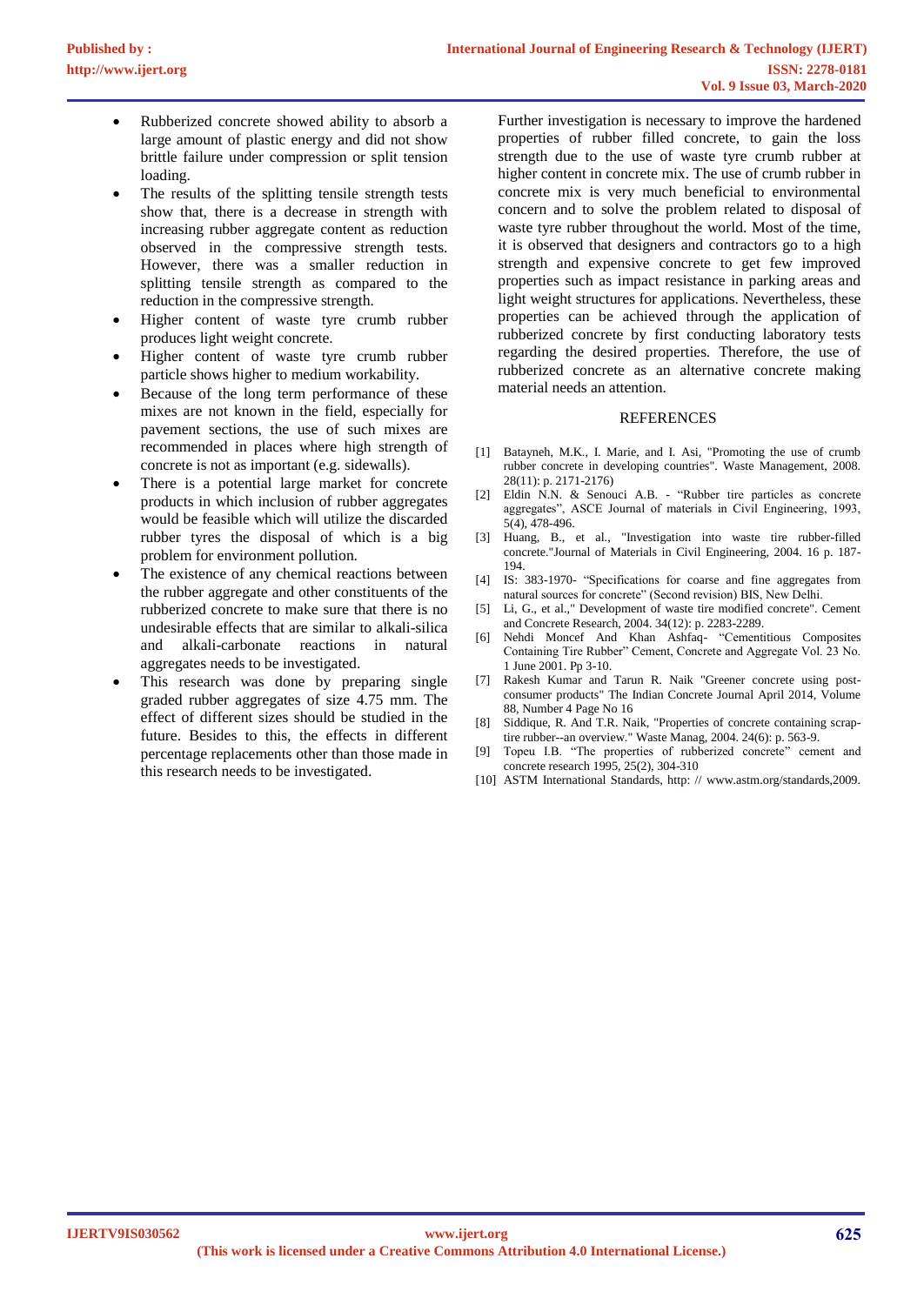- Rubberized concrete showed ability to absorb a large amount of plastic energy and did not show brittle failure under compression or split tension loading.
- The results of the splitting tensile strength tests show that, there is a decrease in strength with increasing rubber aggregate content as reduction observed in the compressive strength tests. However, there was a smaller reduction in splitting tensile strength as compared to the reduction in the compressive strength.
- Higher content of waste tyre crumb rubber produces light weight concrete.
- Higher content of waste tyre crumb rubber particle shows higher to medium workability.
- Because of the long term performance of these mixes are not known in the field, especially for pavement sections, the use of such mixes are recommended in places where high strength of concrete is not as important (e.g. sidewalls).
- There is a potential large market for concrete products in which inclusion of rubber aggregates would be feasible which will utilize the discarded rubber tyres the disposal of which is a big problem for environment pollution.
- The existence of any chemical reactions between the rubber aggregate and other constituents of the rubberized concrete to make sure that there is no undesirable effects that are similar to alkali-silica and alkali-carbonate reactions in natural aggregates needs to be investigated.
- This research was done by preparing single graded rubber aggregates of size 4.75 mm. The effect of different sizes should be studied in the future. Besides to this, the effects in different percentage replacements other than those made in this research needs to be investigated.

Further investigation is necessary to improve the hardened properties of rubber filled concrete, to gain the loss strength due to the use of waste tyre crumb rubber at higher content in concrete mix. The use of crumb rubber in concrete mix is very much beneficial to environmental concern and to solve the problem related to disposal of waste tyre rubber throughout the world. Most of the time, it is observed that designers and contractors go to a high strength and expensive concrete to get few improved properties such as impact resistance in parking areas and light weight structures for applications. Nevertheless, these properties can be achieved through the application of rubberized concrete by first conducting laboratory tests regarding the desired properties. Therefore, the use of rubberized concrete as an alternative concrete making material needs an attention.

## REFERENCES

[1] Batayneh, M.K., I. Marie, and I. Asi, "Promoting the use of crumb rubber concrete in developing countries". Waste Management, 2008. 28(11): p. 2171-2176)

[2] Eldin N.N. & Senouci A.B. - "Rubber tire particles as concrete aggregates", ASCE Journal of materials in Civil Engineering, 1993, 5(4), 478-496.

[3] Huang, B., et al., "Investigation into waste tire rubber-filled concrete."Journal of Materials in Civil Engineering, 2004. 16 p. 187-194.

[4] IS: 383-1970- "Specifications for coarse and fine aggregates from natural sources for concrete" (Second revision) BIS, New Delhi.

[5] Li, G., et al.," Development of waste tire modified concrete". Cement and Concrete Research, 2004. 34(12): p. 2283-2289.

[6] Nehdi Moncef And Khan Ashfaq- "Cementitious Composites Containing Tire Rubber" Cement, Concrete and Aggregate Vol. 23 No. 1 June 2001. Pp 3-10.

[7] Rakesh Kumar and Tarun R. Naik "Greener concrete using post-consumer products" The Indian Concrete Journal April 2014, Volume 88, Number 4 Page No 16

[8] Siddique, R. And T.R. Naik, "Properties of concrete containing scrap-tire rubber--an overview." Waste Manag, 2004. 24(6): p. 563-9.

[9] Topeu I.B. "The properties of rubberized concrete" cement and concrete research 1995, 25(2), 304-310

[10] ASTM International Standards, http: // www.astm.org/standards,2009.